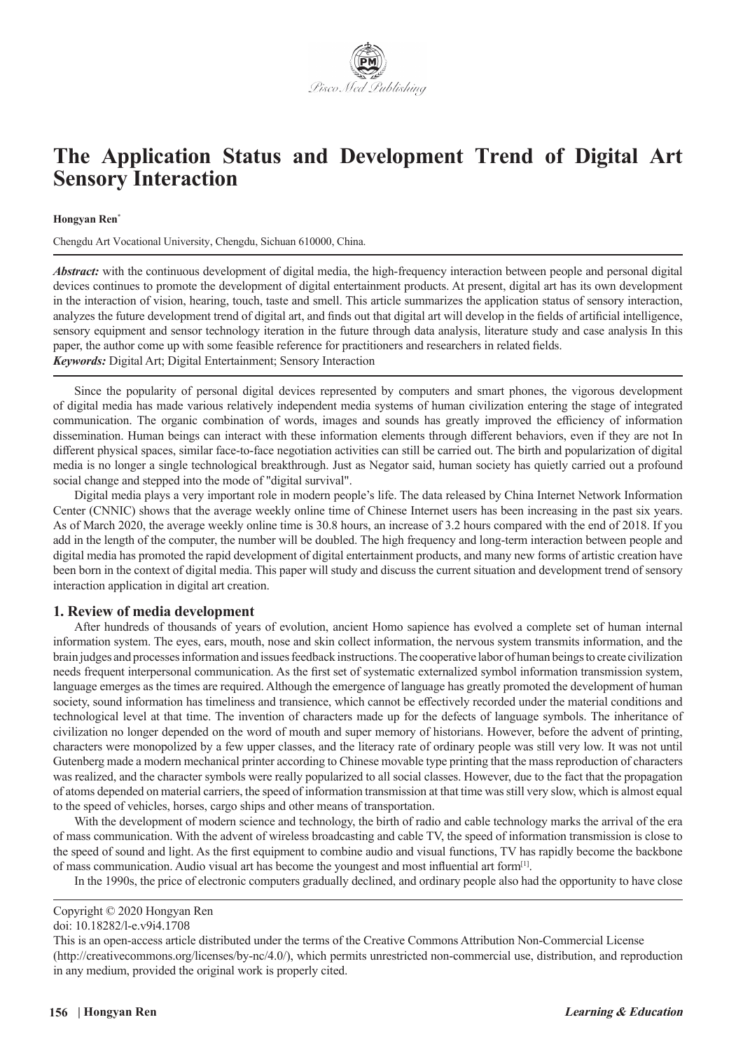# The Application Status and Development Trend of Digital Art Sensory Interaction

**Hongyan Ren***

Chengdu Art Vocational University, Chengdu, Sichuan 610000, China.

***Abstract:*** with the continuous development of digital media, the high-frequency interaction between people and personal digital devices continues to promote the development of digital entertainment products. At present, digital art has its own development in the interaction of vision, hearing, touch, taste and smell. This article summarizes the application status of sensory interaction, analyzes the future development trend of digital art, and finds out that digital art will develop in the fields of artificial intelligence, sensory equipment and sensor technology iteration in the future through data analysis, literature study and case analysis In this paper, the author come up with some feasible reference for practitioners and researchers in related fields.

***Keywords:*** Digital Art; Digital Entertainment; Sensory Interaction

Since the popularity of personal digital devices represented by computers and smart phones, the vigorous development of digital media has made various relatively independent media systems of human civilization entering the stage of integrated communication. The organic combination of words, images and sounds has greatly improved the efficiency of information dissemination. Human beings can interact with these information elements through different behaviors, even if they are not In different physical spaces, similar face-to-face negotiation activities can still be carried out. The birth and popularization of digital media is no longer a single technological breakthrough. Just as Negator said, human society has quietly carried out a profound social change and stepped into the mode of "digital survival".

Digital media plays a very important role in modern people's life. The data released by China Internet Network Information Center (CNNIC) shows that the average weekly online time of Chinese Internet users has been increasing in the past six years. As of March 2020, the average weekly online time is 30.8 hours, an increase of 3.2 hours compared with the end of 2018. If you add in the length of the computer, the number will be doubled. The high frequency and long-term interaction between people and digital media has promoted the rapid development of digital entertainment products, and many new forms of artistic creation have been born in the context of digital media. This paper will study and discuss the current situation and development trend of sensory interaction application in digital art creation.

## 1. Review of media development

After hundreds of thousands of years of evolution, ancient Homo sapience has evolved a complete set of human internal information system. The eyes, ears, mouth, nose and skin collect information, the nervous system transmits information, and the brain judges and processes information and issues feedback instructions. The cooperative labor of human beings to create civilization needs frequent interpersonal communication. As the first set of systematic externalized symbol information transmission system, language emerges as the times are required. Although the emergence of language has greatly promoted the development of human society, sound information has timeliness and transience, which cannot be effectively recorded under the material conditions and technological level at that time. The invention of characters made up for the defects of language symbols. The inheritance of civilization no longer depended on the word of mouth and super memory of historians. However, before the advent of printing, characters were monopolized by a few upper classes, and the literacy rate of ordinary people was still very low. It was not until Gutenberg made a modern mechanical printer according to Chinese movable type printing that the mass reproduction of characters was realized, and the character symbols were really popularized to all social classes. However, due to the fact that the propagation of atoms depended on material carriers, the speed of information transmission at that time was still very slow, which is almost equal to the speed of vehicles, horses, cargo ships and other means of transportation.

With the development of modern science and technology, the birth of radio and cable technology marks the arrival of the era of mass communication. With the advent of wireless broadcasting and cable TV, the speed of information transmission is close to the speed of sound and light. As the first equipment to combine audio and visual functions, TV has rapidly become the backbone of mass communication. Audio visual art has become the youngest and most influential art form[1].

In the 1990s, the price of electronic computers gradually declined, and ordinary people also had the opportunity to have close

Copyright © 2020 Hongyan Ren
doi: 10.18282/l-e.v9i4.1708
This is an open-access article distributed under the terms of the Creative Commons Attribution Non-Commercial License (http://creativecommons.org/licenses/by-nc/4.0/), which permits unrestricted non-commercial use, distribution, and reproduction in any medium, provided the original work is properly cited.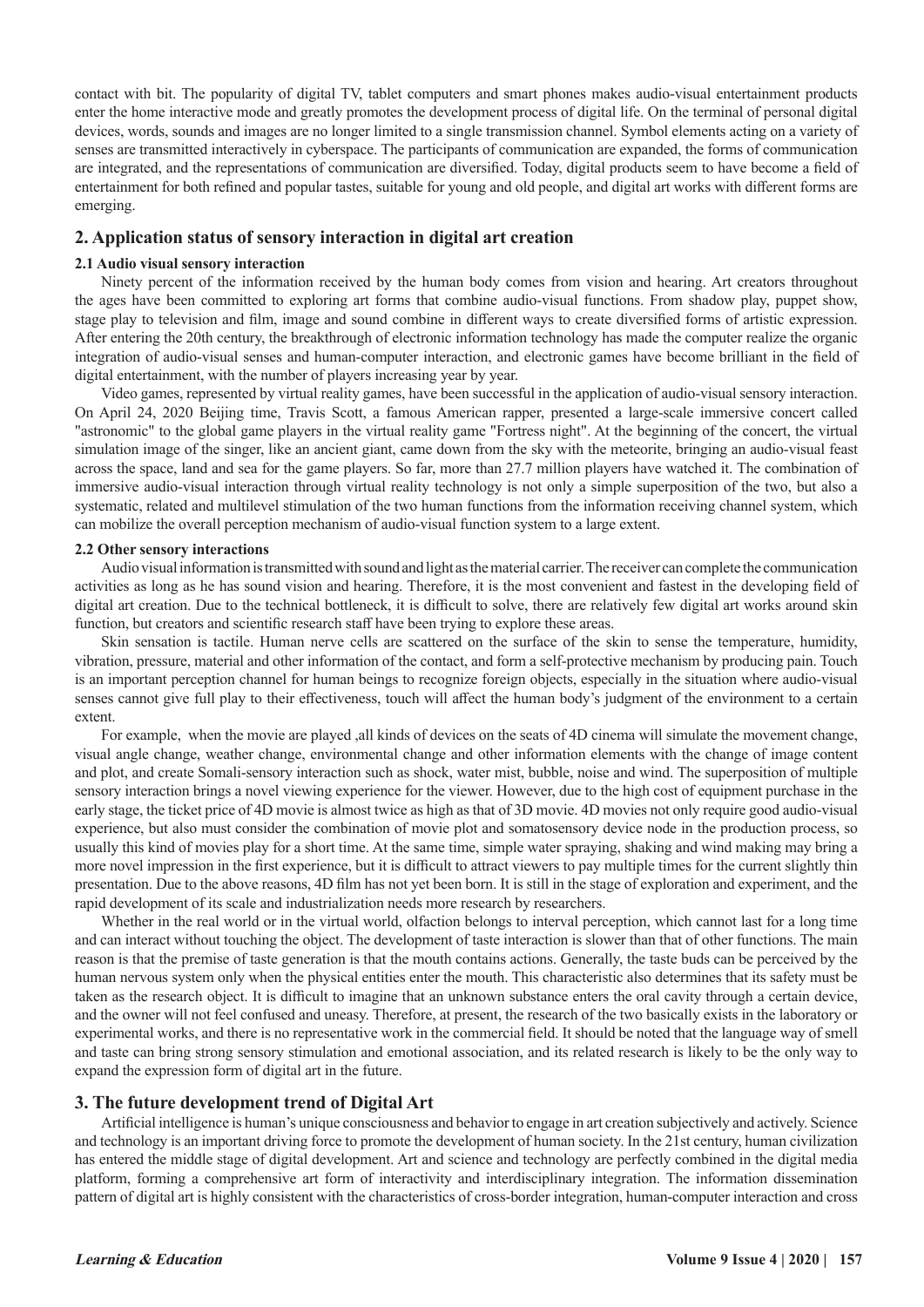contact with bit. The popularity of digital TV, tablet computers and smart phones makes audio-visual entertainment products enter the home interactive mode and greatly promotes the development process of digital life. On the terminal of personal digital devices, words, sounds and images are no longer limited to a single transmission channel. Symbol elements acting on a variety of senses are transmitted interactively in cyberspace. The participants of communication are expanded, the forms of communication are integrated, and the representations of communication are diversified. Today, digital products seem to have become a field of entertainment for both refined and popular tastes, suitable for young and old people, and digital art works with different forms are emerging.

## 2. Application status of sensory interaction in digital art creation

### 2.1 Audio visual sensory interaction

Ninety percent of the information received by the human body comes from vision and hearing. Art creators throughout the ages have been committed to exploring art forms that combine audio-visual functions. From shadow play, puppet show, stage play to television and film, image and sound combine in different ways to create diversified forms of artistic expression. After entering the 20th century, the breakthrough of electronic information technology has made the computer realize the organic integration of audio-visual senses and human-computer interaction, and electronic games have become brilliant in the field of digital entertainment, with the number of players increasing year by year.

Video games, represented by virtual reality games, have been successful in the application of audio-visual sensory interaction. On April 24, 2020 Beijing time, Travis Scott, a famous American rapper, presented a large-scale immersive concert called "astronomic" to the global game players in the virtual reality game "Fortress night". At the beginning of the concert, the virtual simulation image of the singer, like an ancient giant, came down from the sky with the meteorite, bringing an audio-visual feast across the space, land and sea for the game players. So far, more than 27.7 million players have watched it. The combination of immersive audio-visual interaction through virtual reality technology is not only a simple superposition of the two, but also a systematic, related and multilevel stimulation of the two human functions from the information receiving channel system, which can mobilize the overall perception mechanism of audio-visual function system to a large extent.

### 2.2 Other sensory interactions

Audio visual information is transmitted with sound and light as the material carrier. The receiver can complete the communication activities as long as he has sound vision and hearing. Therefore, it is the most convenient and fastest in the developing field of digital art creation. Due to the technical bottleneck, it is difficult to solve, there are relatively few digital art works around skin function, but creators and scientific research staff have been trying to explore these areas.

Skin sensation is tactile. Human nerve cells are scattered on the surface of the skin to sense the temperature, humidity, vibration, pressure, material and other information of the contact, and form a self-protective mechanism by producing pain. Touch is an important perception channel for human beings to recognize foreign objects, especially in the situation where audio-visual senses cannot give full play to their effectiveness, touch will affect the human body's judgment of the environment to a certain extent.

For example, when the movie are played ,all kinds of devices on the seats of 4D cinema will simulate the movement change, visual angle change, weather change, environmental change and other information elements with the change of image content and plot, and create Somali-sensory interaction such as shock, water mist, bubble, noise and wind. The superposition of multiple sensory interaction brings a novel viewing experience for the viewer. However, due to the high cost of equipment purchase in the early stage, the ticket price of 4D movie is almost twice as high as that of 3D movie. 4D movies not only require good audio-visual experience, but also must consider the combination of movie plot and somatosensory device node in the production process, so usually this kind of movies play for a short time. At the same time, simple water spraying, shaking and wind making may bring a more novel impression in the first experience, but it is difficult to attract viewers to pay multiple times for the current slightly thin presentation. Due to the above reasons, 4D film has not yet been born. It is still in the stage of exploration and experiment, and the rapid development of its scale and industrialization needs more research by researchers.

Whether in the real world or in the virtual world, olfaction belongs to interval perception, which cannot last for a long time and can interact without touching the object. The development of taste interaction is slower than that of other functions. The main reason is that the premise of taste generation is that the mouth contains actions. Generally, the taste buds can be perceived by the human nervous system only when the physical entities enter the mouth. This characteristic also determines that its safety must be taken as the research object. It is difficult to imagine that an unknown substance enters the oral cavity through a certain device, and the owner will not feel confused and uneasy. Therefore, at present, the research of the two basically exists in the laboratory or experimental works, and there is no representative work in the commercial field. It should be noted that the language way of smell and taste can bring strong sensory stimulation and emotional association, and its related research is likely to be the only way to expand the expression form of digital art in the future.

## 3. The future development trend of Digital Art

Artificial intelligence is human's unique consciousness and behavior to engage in art creation subjectively and actively. Science and technology is an important driving force to promote the development of human society. In the 21st century, human civilization has entered the middle stage of digital development. Art and science and technology are perfectly combined in the digital media platform, forming a comprehensive art form of interactivity and interdisciplinary integration. The information dissemination pattern of digital art is highly consistent with the characteristics of cross-border integration, human-computer interaction and cross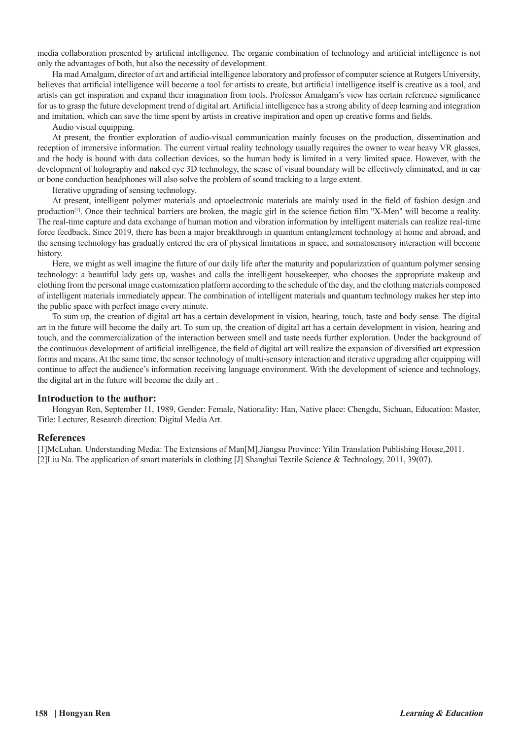media collaboration presented by artificial intelligence. The organic combination of technology and artificial intelligence is not only the advantages of both, but also the necessity of development.

Ha mad Amalgam, director of art and artificial intelligence laboratory and professor of computer science at Rutgers University, believes that artificial intelligence will become a tool for artists to create, but artificial intelligence itself is creative as a tool, and artists can get inspiration and expand their imagination from tools. Professor Amalgam's view has certain reference significance for us to grasp the future development trend of digital art. Artificial intelligence has a strong ability of deep learning and integration and imitation, which can save the time spent by artists in creative inspiration and open up creative forms and fields.

Audio visual equipping.

At present, the frontier exploration of audio-visual communication mainly focuses on the production, dissemination and reception of immersive information. The current virtual reality technology usually requires the owner to wear heavy VR glasses, and the body is bound with data collection devices, so the human body is limited in a very limited space. However, with the development of holography and naked eye 3D technology, the sense of visual boundary will be effectively eliminated, and in ear or bone conduction headphones will also solve the problem of sound tracking to a large extent.

Iterative upgrading of sensing technology.

At present, intelligent polymer materials and optoelectronic materials are mainly used in the field of fashion design and production[2]. Once their technical barriers are broken, the magic girl in the science fiction film "X-Men" will become a reality. The real-time capture and data exchange of human motion and vibration information by intelligent materials can realize real-time force feedback. Since 2019, there has been a major breakthrough in quantum entanglement technology at home and abroad, and the sensing technology has gradually entered the era of physical limitations in space, and somatosensory interaction will become history.

Here, we might as well imagine the future of our daily life after the maturity and popularization of quantum polymer sensing technology: a beautiful lady gets up, washes and calls the intelligent housekeeper, who chooses the appropriate makeup and clothing from the personal image customization platform according to the schedule of the day, and the clothing materials composed of intelligent materials immediately appear. The combination of intelligent materials and quantum technology makes her step into the public space with perfect image every minute.

To sum up, the creation of digital art has a certain development in vision, hearing, touch, taste and body sense. The digital art in the future will become the daily art. To sum up, the creation of digital art has a certain development in vision, hearing and touch, and the commercialization of the interaction between smell and taste needs further exploration. Under the background of the continuous development of artificial intelligence, the field of digital art will realize the expansion of diversified art expression forms and means. At the same time, the sensor technology of multi-sensory interaction and iterative upgrading after equipping will continue to affect the audience's information receiving language environment. With the development of science and technology, the digital art in the future will become the daily art .

## Introduction to the author:

Hongyan Ren, September 11, 1989, Gender: Female, Nationality: Han, Native place: Chengdu, Sichuan, Education: Master, Title: Lecturer, Research direction: Digital Media Art.

## References

[1]McLuhan. Understanding Media: The Extensions of Man[M].Jiangsu Province: Yilin Translation Publishing House,2011.

[2]Liu Na. The application of smart materials in clothing [J] Shanghai Textile Science & Technology, 2011, 39(07).